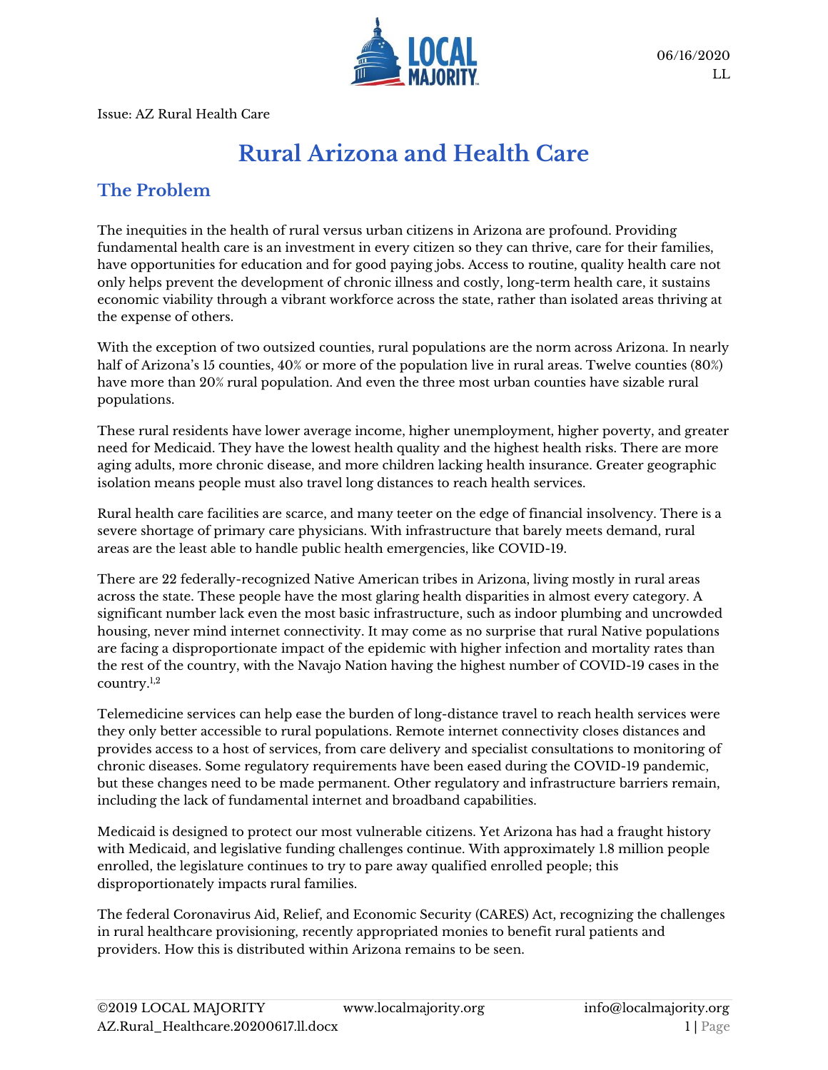06/16/2020
LL

Issue: AZ Rural Health Care

# Rural Arizona and Health Care

## The Problem

The inequities in the health of rural versus urban citizens in Arizona are profound. Providing fundamental health care is an investment in every citizen so they can thrive, care for their families, have opportunities for education and for good paying jobs. Access to routine, quality health care not only helps prevent the development of chronic illness and costly, long-term health care, it sustains economic viability through a vibrant workforce across the state, rather than isolated areas thriving at the expense of others.

With the exception of two outsized counties, rural populations are the norm across Arizona. In nearly half of Arizona's 15 counties, 40% or more of the population live in rural areas. Twelve counties (80%) have more than 20% rural population. And even the three most urban counties have sizable rural populations.

These rural residents have lower average income, higher unemployment, higher poverty, and greater need for Medicaid. They have the lowest health quality and the highest health risks. There are more aging adults, more chronic disease, and more children lacking health insurance. Greater geographic isolation means people must also travel long distances to reach health services.

Rural health care facilities are scarce, and many teeter on the edge of financial insolvency. There is a severe shortage of primary care physicians. With infrastructure that barely meets demand, rural areas are the least able to handle public health emergencies, like COVID-19.

There are 22 federally-recognized Native American tribes in Arizona, living mostly in rural areas across the state. These people have the most glaring health disparities in almost every category. A significant number lack even the most basic infrastructure, such as indoor plumbing and uncrowded housing, never mind internet connectivity. It may come as no surprise that rural Native populations are facing a disproportionate impact of the epidemic with higher infection and mortality rates than the rest of the country, with the Navajo Nation having the highest number of COVID-19 cases in the country.[1,2]

Telemedicine services can help ease the burden of long-distance travel to reach health services were they only better accessible to rural populations. Remote internet connectivity closes distances and provides access to a host of services, from care delivery and specialist consultations to monitoring of chronic diseases. Some regulatory requirements have been eased during the COVID-19 pandemic, but these changes need to be made permanent. Other regulatory and infrastructure barriers remain, including the lack of fundamental internet and broadband capabilities.

Medicaid is designed to protect our most vulnerable citizens. Yet Arizona has had a fraught history with Medicaid, and legislative funding challenges continue. With approximately 1.8 million people enrolled, the legislature continues to try to pare away qualified enrolled people; this disproportionately impacts rural families.

The federal Coronavirus Aid, Relief, and Economic Security (CARES) Act, recognizing the challenges in rural healthcare provisioning, recently appropriated monies to benefit rural patients and providers. How this is distributed within Arizona remains to be seen.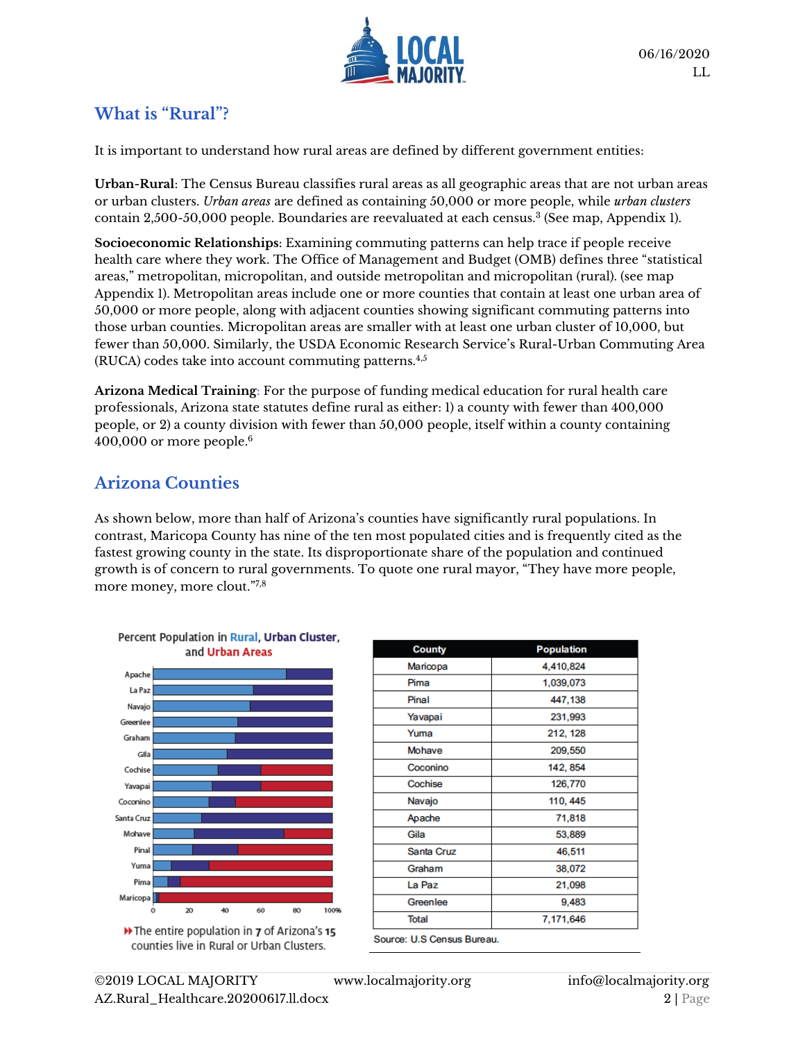## What is "Rural"?

It is important to understand how rural areas are defined by different government entities:

**Urban-Rural**: The Census Bureau classifies rural areas as all geographic areas that are not urban areas or urban clusters. *Urban areas* are defined as containing 50,000 or more people, while *urban clusters* contain 2,500-50,000 people. Boundaries are reevaluated at each census.[3] (See map, Appendix 1).

**Socioeconomic Relationships**: Examining commuting patterns can help trace if people receive health care where they work. The Office of Management and Budget (OMB) defines three "statistical areas," metropolitan, micropolitan, and outside metropolitan and micropolitan (rural). (see map Appendix 1). Metropolitan areas include one or more counties that contain at least one urban area of 50,000 or more people, along with adjacent counties showing significant commuting patterns into those urban counties. Micropolitan areas are smaller with at least one urban cluster of 10,000, but fewer than 50,000. Similarly, the USDA Economic Research Service's Rural-Urban Commuting Area (RUCA) codes take into account commuting patterns.[4,5]

**Arizona Medical Training**: For the purpose of funding medical education for rural health care professionals, Arizona state statutes define rural as either: 1) a county with fewer than 400,000 people, or 2) a county division with fewer than 50,000 people, itself within a county containing 400,000 or more people.[6]

## Arizona Counties

As shown below, more than half of Arizona's counties have significantly rural populations. In contrast, Maricopa County has nine of the ten most populated cities and is frequently cited as the fastest growing county in the state. Its disproportionate share of the population and continued growth is of concern to rural governments. To quote one rural mayor, "They have more people, more money, more clout."[7,8]

Percent Population in Rural, Urban Cluster, and Urban Areas

The entire population in 7 of Arizona's 15 counties live in Rural or Urban Clusters.

| County | Population |
|---|---|
| Maricopa | 4,410,824 |
| Pima | 1,039,073 |
| Pinal | 447,138 |
| Yavapai | 231,993 |
| Yuma | 212, 128 |
| Mohave | 209,550 |
| Coconino | 142, 854 |
| Cochise | 126,770 |
| Navajo | 110, 445 |
| Apache | 71,818 |
| Gila | 53,889 |
| Santa Cruz | 46,511 |
| Graham | 38,072 |
| La Paz | 21,098 |
| Greenlee | 9,483 |
| Total | 7,171,646 |

Source: U.S Census Bureau.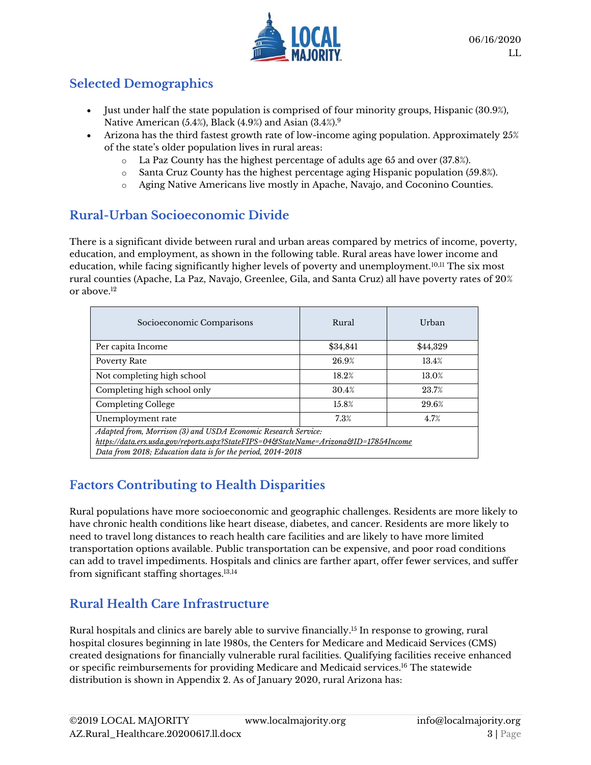## Selected Demographics

- Just under half the state population is comprised of four minority groups, Hispanic (30.9%), Native American (5.4%), Black (4.9%) and Asian (3.4%).[9]
- Arizona has the third fastest growth rate of low-income aging population. Approximately 25% of the state's older population lives in rural areas:
  - La Paz County has the highest percentage of adults age 65 and over (37.8%).
  - Santa Cruz County has the highest percentage aging Hispanic population (59.8%).
  - Aging Native Americans live mostly in Apache, Navajo, and Coconino Counties.

## Rural-Urban Socioeconomic Divide

There is a significant divide between rural and urban areas compared by metrics of income, poverty, education, and employment, as shown in the following table. Rural areas have lower income and education, while facing significantly higher levels of poverty and unemployment.[10,11] The six most rural counties (Apache, La Paz, Navajo, Greenlee, Gila, and Santa Cruz) all have poverty rates of 20% or above.[12]

| Socioeconomic Comparisons | Rural | Urban |
|---|---|---|
| Per capita Income | $34,841 | $44,329 |
| Poverty Rate | 26.9% | 13.4% |
| Not completing high school | 18.2% | 13.0% |
| Completing high school only | 30.4% | 23.7% |
| Completing College | 15.8% | 29.6% |
| Unemployment rate | 7.3% | 4.7% |
| *Adapted from, Morrison (3) and USDA Economic Research Service: https://data.ers.usda.gov/reports.aspx?StateFIPS=04&StateName=Arizona&ID=17854Income Data from 2018; Education data is for the period, 2014-2018* | | |

## Factors Contributing to Health Disparities

Rural populations have more socioeconomic and geographic challenges. Residents are more likely to have chronic health conditions like heart disease, diabetes, and cancer. Residents are more likely to need to travel long distances to reach health care facilities and are likely to have more limited transportation options available. Public transportation can be expensive, and poor road conditions can add to travel impediments. Hospitals and clinics are farther apart, offer fewer services, and suffer from significant staffing shortages.[13,14]

## Rural Health Care Infrastructure

Rural hospitals and clinics are barely able to survive financially.[15] In response to growing, rural hospital closures beginning in late 1980s, the Centers for Medicare and Medicaid Services (CMS) created designations for financially vulnerable rural facilities. Qualifying facilities receive enhanced or specific reimbursements for providing Medicare and Medicaid services.[16] The statewide distribution is shown in Appendix 2. As of January 2020, rural Arizona has: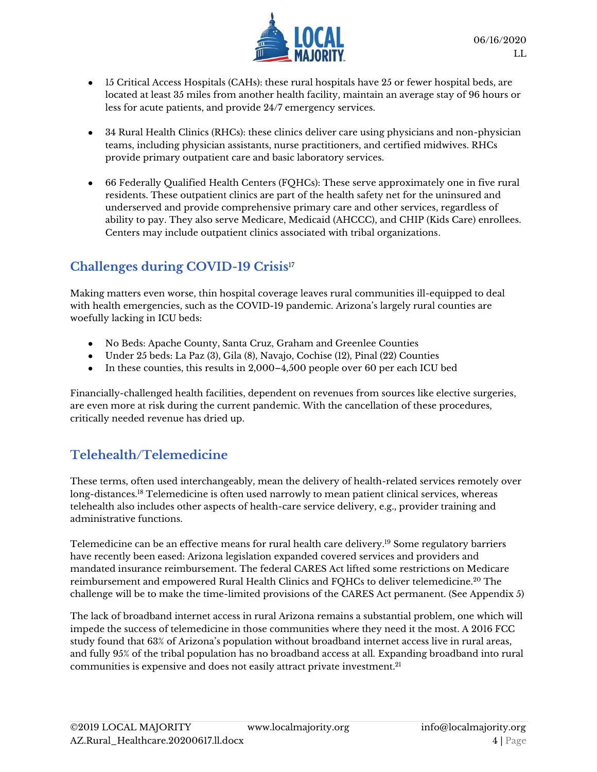- 15 Critical Access Hospitals (CAHs): these rural hospitals have 25 or fewer hospital beds, are located at least 35 miles from another health facility, maintain an average stay of 96 hours or less for acute patients, and provide 24/7 emergency services.

- 34 Rural Health Clinics (RHCs): these clinics deliver care using physicians and non-physician teams, including physician assistants, nurse practitioners, and certified midwives. RHCs provide primary outpatient care and basic laboratory services.

- 66 Federally Qualified Health Centers (FQHCs): These serve approximately one in five rural residents. These outpatient clinics are part of the health safety net for the uninsured and underserved and provide comprehensive primary care and other services, regardless of ability to pay. They also serve Medicare, Medicaid (AHCCC), and CHIP (Kids Care) enrollees. Centers may include outpatient clinics associated with tribal organizations.

## Challenges during COVID-19 Crisis[17]

Making matters even worse, thin hospital coverage leaves rural communities ill-equipped to deal with health emergencies, such as the COVID-19 pandemic. Arizona's largely rural counties are woefully lacking in ICU beds:

- No Beds: Apache County, Santa Cruz, Graham and Greenlee Counties
- Under 25 beds: La Paz (3), Gila (8), Navajo, Cochise (12), Pinal (22) Counties
- In these counties, this results in 2,000–4,500 people over 60 per each ICU bed

Financially-challenged health facilities, dependent on revenues from sources like elective surgeries, are even more at risk during the current pandemic. With the cancellation of these procedures, critically needed revenue has dried up.

## Telehealth/Telemedicine

These terms, often used interchangeably, mean the delivery of health-related services remotely over long-distances.[18] Telemedicine is often used narrowly to mean patient clinical services, whereas telehealth also includes other aspects of health-care service delivery, e.g., provider training and administrative functions.

Telemedicine can be an effective means for rural health care delivery.[19] Some regulatory barriers have recently been eased: Arizona legislation expanded covered services and providers and mandated insurance reimbursement. The federal CARES Act lifted some restrictions on Medicare reimbursement and empowered Rural Health Clinics and FQHCs to deliver telemedicine.[20] The challenge will be to make the time-limited provisions of the CARES Act permanent. (See Appendix 5)

The lack of broadband internet access in rural Arizona remains a substantial problem, one which will impede the success of telemedicine in those communities where they need it the most. A 2016 FCC study found that 63% of Arizona's population without broadband internet access live in rural areas, and fully 95% of the tribal population has no broadband access at all. Expanding broadband into rural communities is expensive and does not easily attract private investment.[21]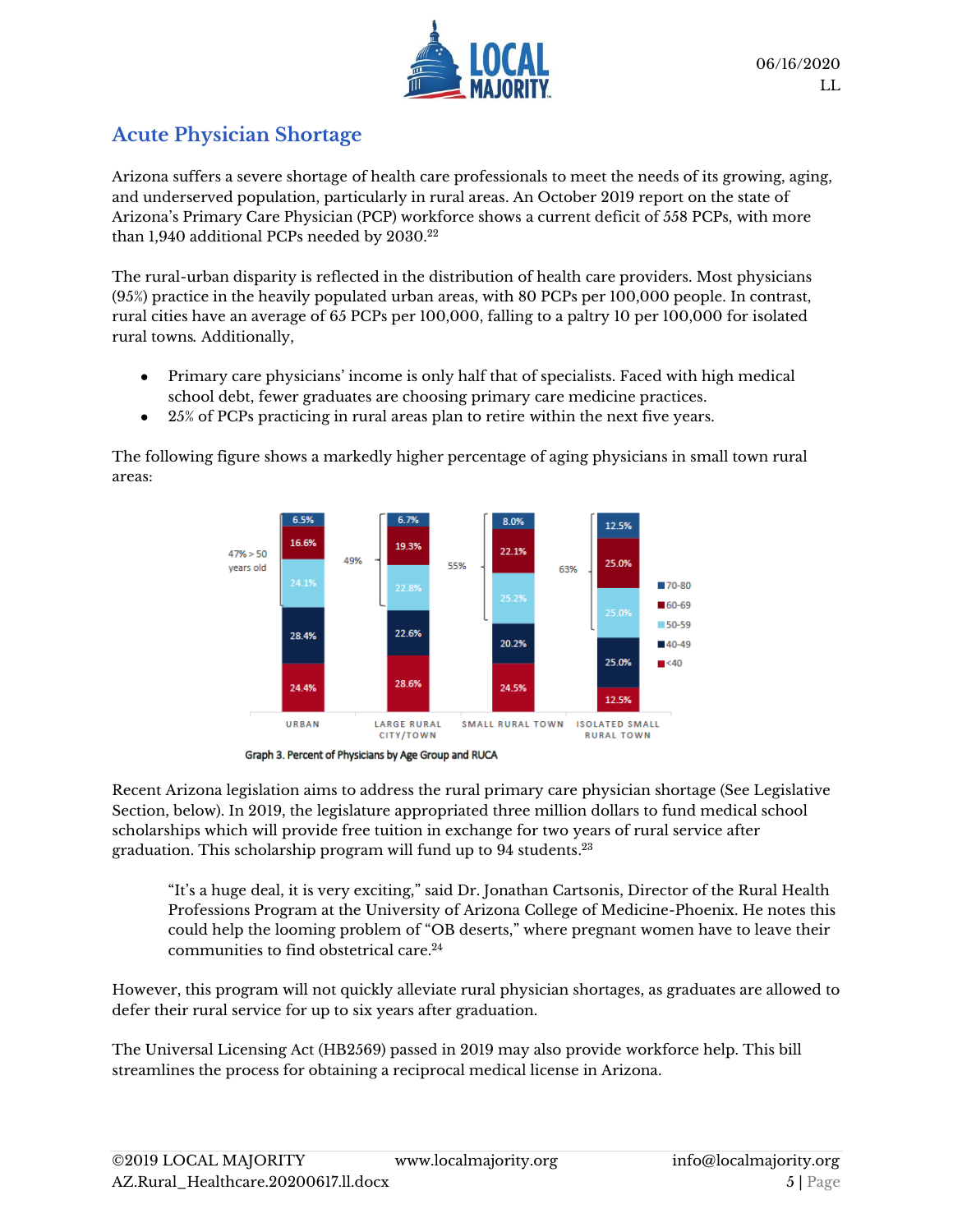## Acute Physician Shortage

Arizona suffers a severe shortage of health care professionals to meet the needs of its growing, aging, and underserved population, particularly in rural areas. An October 2019 report on the state of Arizona's Primary Care Physician (PCP) workforce shows a current deficit of 558 PCPs, with more than 1,940 additional PCPs needed by 2030.[22]

The rural-urban disparity is reflected in the distribution of health care providers. Most physicians (95%) practice in the heavily populated urban areas, with 80 PCPs per 100,000 people. In contrast, rural cities have an average of 65 PCPs per 100,000, falling to a paltry 10 per 100,000 for isolated rural towns. Additionally,

- Primary care physicians' income is only half that of specialists. Faced with high medical school debt, fewer graduates are choosing primary care medicine practices.
- 25% of PCPs practicing in rural areas plan to retire within the next five years.

The following figure shows a markedly higher percentage of aging physicians in small town rural areas:

| Age Group | Urban | Large Rural City/Town | Small Rural Town | Isolated Small Rural Town |
|---|---|---|---|---|
| 70-80 | 6.5% | 6.7% | 8.0% | 12.5% |
| 60-69 | 16.6% | 19.3% | 22.1% | 25.0% |
| 50-59 | 24.1% | 22.8% | 25.2% | 25.0% |
| 40-49 | 28.4% | 22.6% | 20.2% | 25.0% |
| <40 | 24.4% | 28.6% | 24.5% | 12.5% |
| > 50 years old | 47% | 49% | 55% | 63% |

Graph 3. Percent of Physicians by Age Group and RUCA

Recent Arizona legislation aims to address the rural primary care physician shortage (See Legislative Section, below). In 2019, the legislature appropriated three million dollars to fund medical school scholarships which will provide free tuition in exchange for two years of rural service after graduation. This scholarship program will fund up to 94 students.[23]

> "It's a huge deal, it is very exciting," said Dr. Jonathan Cartsonis, Director of the Rural Health Professions Program at the University of Arizona College of Medicine-Phoenix. He notes this could help the looming problem of "OB deserts," where pregnant women have to leave their communities to find obstetrical care.[24]

However, this program will not quickly alleviate rural physician shortages, as graduates are allowed to defer their rural service for up to six years after graduation.

The Universal Licensing Act (HB2569) passed in 2019 may also provide workforce help. This bill streamlines the process for obtaining a reciprocal medical license in Arizona.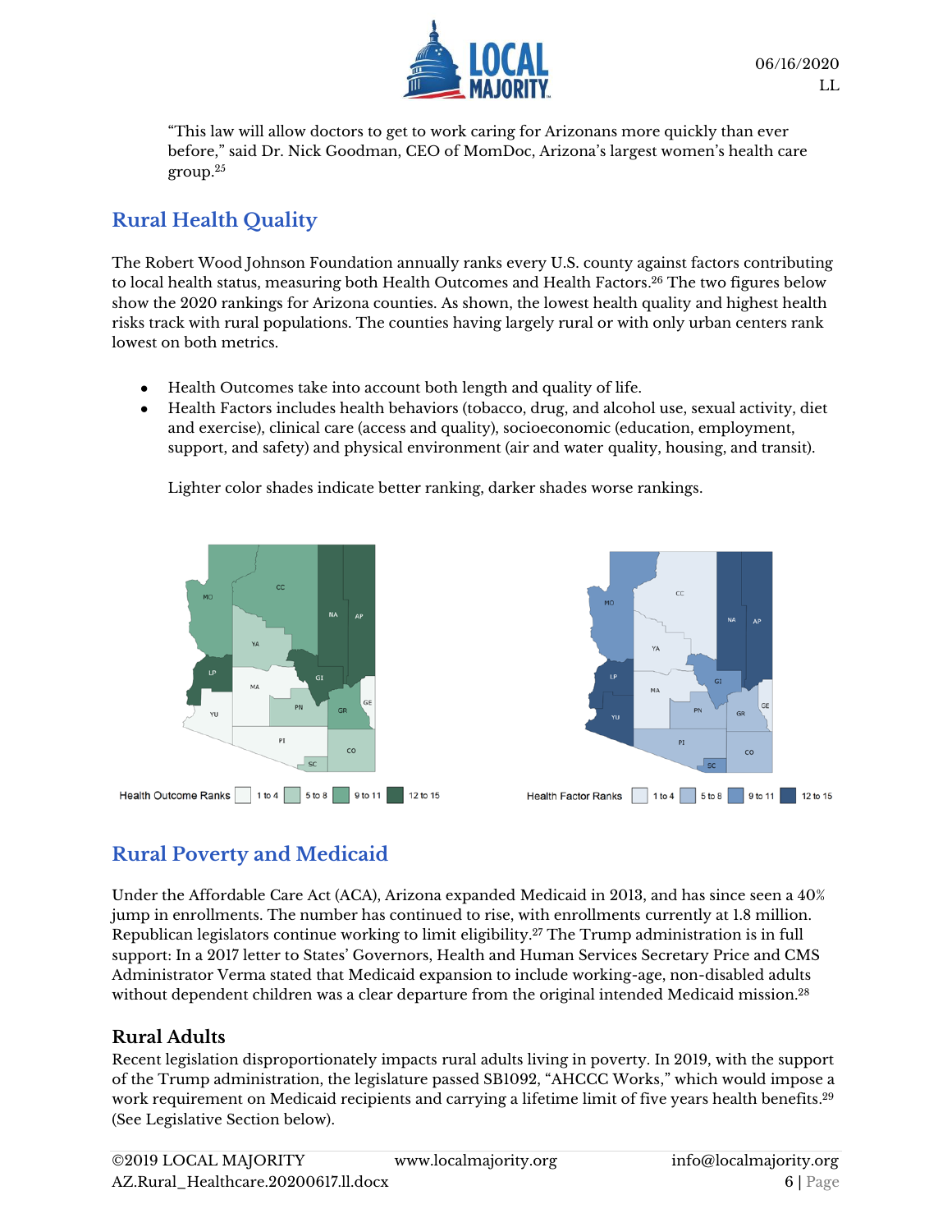"This law will allow doctors to get to work caring for Arizonans more quickly than ever before," said Dr. Nick Goodman, CEO of MomDoc, Arizona's largest women's health care group.[25]

## Rural Health Quality

The Robert Wood Johnson Foundation annually ranks every U.S. county against factors contributing to local health status, measuring both Health Outcomes and Health Factors.[26] The two figures below show the 2020 rankings for Arizona counties. As shown, the lowest health quality and highest health risks track with rural populations. The counties having largely rural or with only urban centers rank lowest on both metrics.

- Health Outcomes take into account both length and quality of life.
- Health Factors includes health behaviors (tobacco, drug, and alcohol use, sexual activity, diet and exercise), clinical care (access and quality), socioeconomic (education, employment, support, and safety) and physical environment (air and water quality, housing, and transit).

  Lighter color shades indicate better ranking, darker shades worse rankings.

Health Outcome Ranks: 1 to 4, 5 to 8, 9 to 11, 12 to 15

Health Factor Ranks: 1 to 4, 5 to 8, 9 to 11, 12 to 15

## Rural Poverty and Medicaid

Under the Affordable Care Act (ACA), Arizona expanded Medicaid in 2013, and has since seen a 40% jump in enrollments. The number has continued to rise, with enrollments currently at 1.8 million. Republican legislators continue working to limit eligibility.[27] The Trump administration is in full support: In a 2017 letter to States' Governors, Health and Human Services Secretary Price and CMS Administrator Verma stated that Medicaid expansion to include working-age, non-disabled adults without dependent children was a clear departure from the original intended Medicaid mission.[28]

### Rural Adults

Recent legislation disproportionately impacts rural adults living in poverty. In 2019, with the support of the Trump administration, the legislature passed SB1092, "AHCCC Works," which would impose a work requirement on Medicaid recipients and carrying a lifetime limit of five years health benefits.[29] (See Legislative Section below).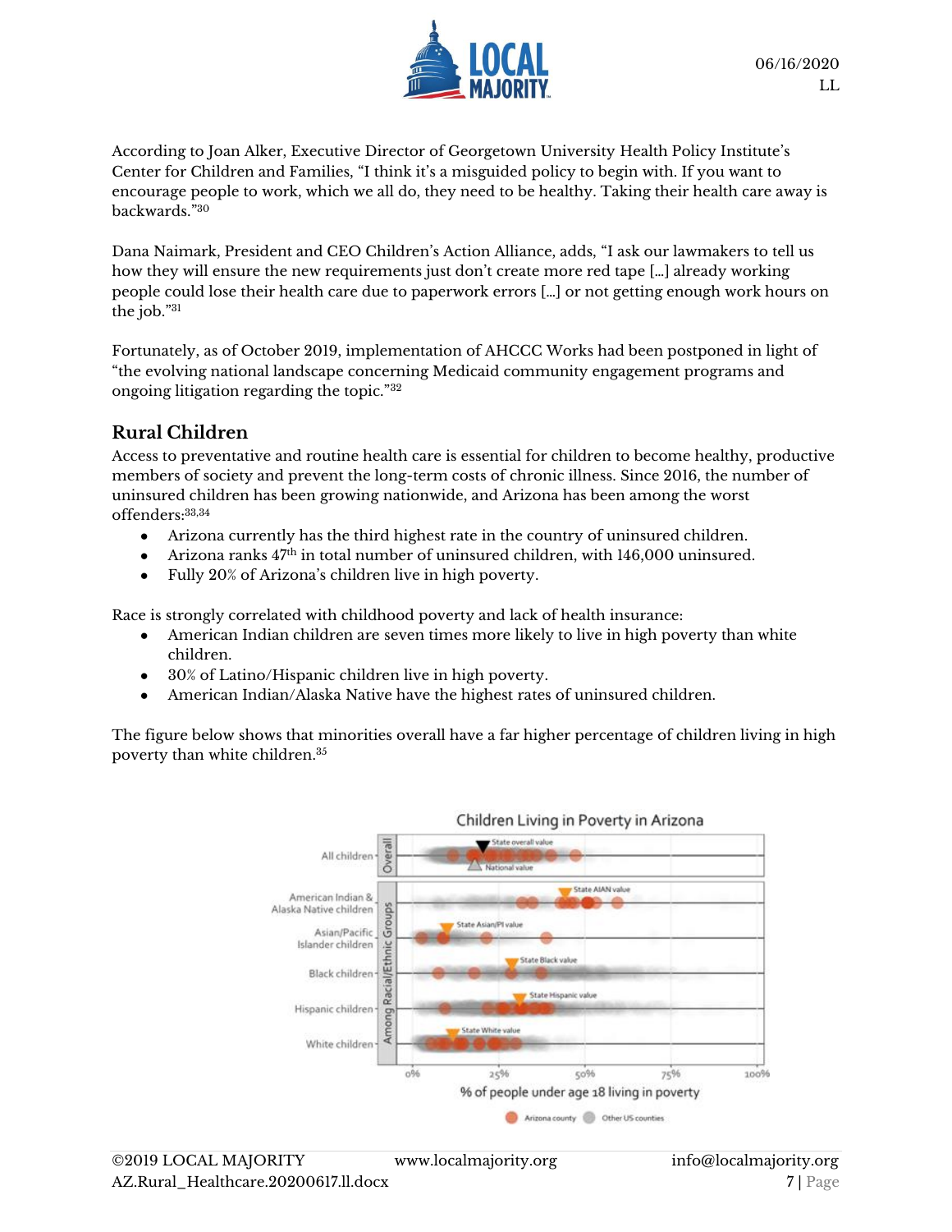According to Joan Alker, Executive Director of Georgetown University Health Policy Institute's Center for Children and Families, "I think it's a misguided policy to begin with. If you want to encourage people to work, which we all do, they need to be healthy. Taking their health care away is backwards."[30]

Dana Naimark, President and CEO Children's Action Alliance, adds, "I ask our lawmakers to tell us how they will ensure the new requirements just don't create more red tape [...] already working people could lose their health care due to paperwork errors [...] or not getting enough work hours on the job."[31]

Fortunately, as of October 2019, implementation of AHCCC Works had been postponed in light of "the evolving national landscape concerning Medicaid community engagement programs and ongoing litigation regarding the topic."[32]

## Rural Children

Access to preventative and routine health care is essential for children to become healthy, productive members of society and prevent the long-term costs of chronic illness. Since 2016, the number of uninsured children has been growing nationwide, and Arizona has been among the worst offenders:[33,34]

- Arizona currently has the third highest rate in the country of uninsured children.
- Arizona ranks 47th in total number of uninsured children, with 146,000 uninsured.
- Fully 20% of Arizona's children live in high poverty.

Race is strongly correlated with childhood poverty and lack of health insurance:

- American Indian children are seven times more likely to live in high poverty than white children.
- 30% of Latino/Hispanic children live in high poverty.
- American Indian/Alaska Native have the highest rates of uninsured children.

The figure below shows that minorities overall have a far higher percentage of children living in high poverty than white children.[35]

Children Living in Poverty in Arizona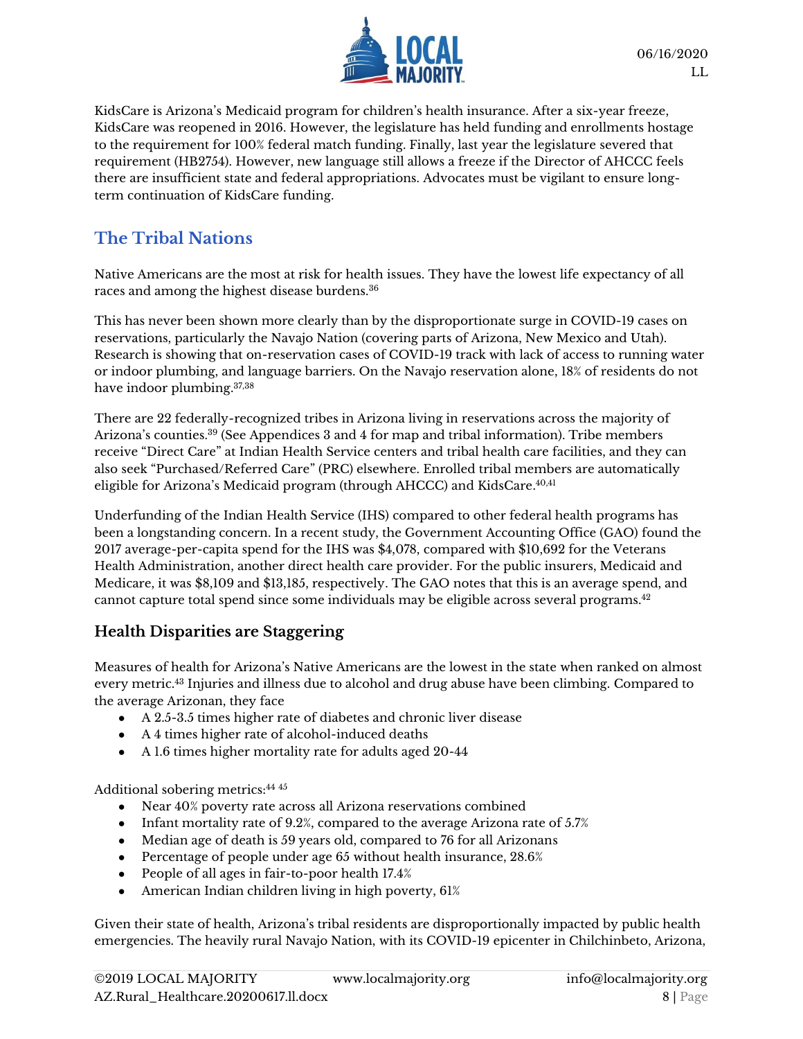KidsCare is Arizona's Medicaid program for children's health insurance. After a six-year freeze, KidsCare was reopened in 2016. However, the legislature has held funding and enrollments hostage to the requirement for 100% federal match funding. Finally, last year the legislature severed that requirement (HB2754). However, new language still allows a freeze if the Director of AHCCC feels there are insufficient state and federal appropriations. Advocates must be vigilant to ensure long-term continuation of KidsCare funding.

## The Tribal Nations

Native Americans are the most at risk for health issues. They have the lowest life expectancy of all races and among the highest disease burdens.[36]

This has never been shown more clearly than by the disproportionate surge in COVID-19 cases on reservations, particularly the Navajo Nation (covering parts of Arizona, New Mexico and Utah). Research is showing that on-reservation cases of COVID-19 track with lack of access to running water or indoor plumbing, and language barriers. On the Navajo reservation alone, 18% of residents do not have indoor plumbing.[37,38]

There are 22 federally-recognized tribes in Arizona living in reservations across the majority of Arizona's counties.[39] (See Appendices 3 and 4 for map and tribal information). Tribe members receive "Direct Care" at Indian Health Service centers and tribal health care facilities, and they can also seek "Purchased/Referred Care" (PRC) elsewhere. Enrolled tribal members are automatically eligible for Arizona's Medicaid program (through AHCCC) and KidsCare.[40,41]

Underfunding of the Indian Health Service (IHS) compared to other federal health programs has been a longstanding concern. In a recent study, the Government Accounting Office (GAO) found the 2017 average-per-capita spend for the IHS was $4,078, compared with $10,692 for the Veterans Health Administration, another direct health care provider. For the public insurers, Medicaid and Medicare, it was $8,109 and $13,185, respectively. The GAO notes that this is an average spend, and cannot capture total spend since some individuals may be eligible across several programs.[42]

### Health Disparities are Staggering

Measures of health for Arizona's Native Americans are the lowest in the state when ranked on almost every metric.[43] Injuries and illness due to alcohol and drug abuse have been climbing. Compared to the average Arizonan, they face

- A 2.5-3.5 times higher rate of diabetes and chronic liver disease
- A 4 times higher rate of alcohol-induced deaths
- A 1.6 times higher mortality rate for adults aged 20-44

Additional sobering metrics:[44 45]

- Near 40% poverty rate across all Arizona reservations combined
- Infant mortality rate of 9.2%, compared to the average Arizona rate of 5.7%
- Median age of death is 59 years old, compared to 76 for all Arizonans
- Percentage of people under age 65 without health insurance, 28.6%
- People of all ages in fair-to-poor health 17.4%
- American Indian children living in high poverty, 61%

Given their state of health, Arizona's tribal residents are disproportionally impacted by public health emergencies. The heavily rural Navajo Nation, with its COVID-19 epicenter in Chilchinbeto, Arizona,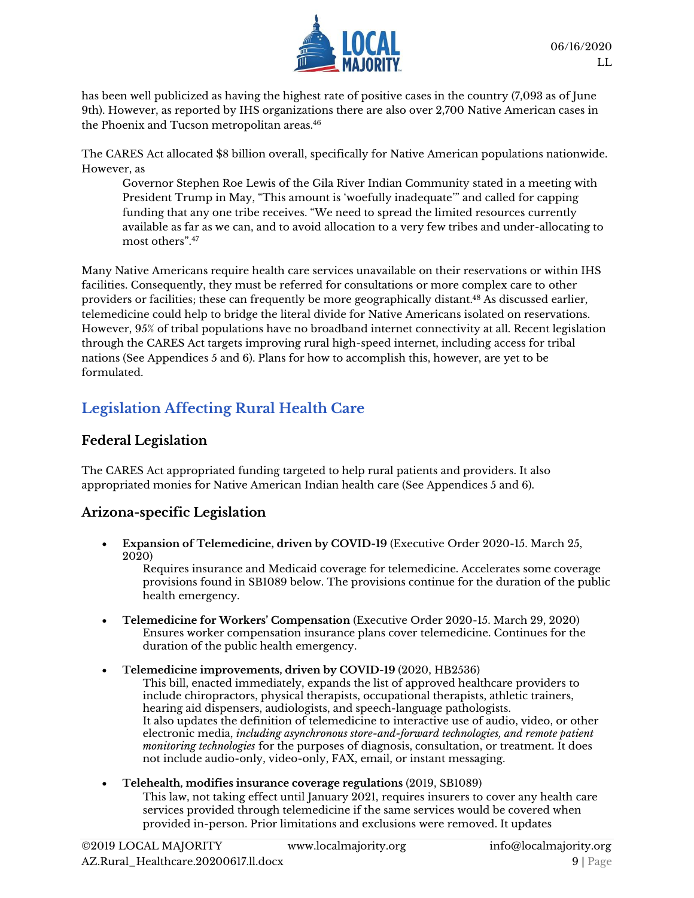has been well publicized as having the highest rate of positive cases in the country (7,093 as of June 9th). However, as reported by IHS organizations there are also over 2,700 Native American cases in the Phoenix and Tucson metropolitan areas.[46]

The CARES Act allocated $8 billion overall, specifically for Native American populations nationwide. However, as

> Governor Stephen Roe Lewis of the Gila River Indian Community stated in a meeting with President Trump in May, "This amount is 'woefully inadequate'" and called for capping funding that any one tribe receives. "We need to spread the limited resources currently available as far as we can, and to avoid allocation to a very few tribes and under-allocating to most others".[47]

Many Native Americans require health care services unavailable on their reservations or within IHS facilities. Consequently, they must be referred for consultations or more complex care to other providers or facilities; these can frequently be more geographically distant.[48] As discussed earlier, telemedicine could help to bridge the literal divide for Native Americans isolated on reservations. However, 95% of tribal populations have no broadband internet connectivity at all. Recent legislation through the CARES Act targets improving rural high-speed internet, including access for tribal nations (See Appendices 5 and 6). Plans for how to accomplish this, however, are yet to be formulated.

## Legislation Affecting Rural Health Care

### Federal Legislation

The CARES Act appropriated funding targeted to help rural patients and providers. It also appropriated monies for Native American Indian health care (See Appendices 5 and 6).

### Arizona-specific Legislation

- **Expansion of Telemedicine, driven by COVID-19** (Executive Order 2020-15. March 25, 2020)
  Requires insurance and Medicaid coverage for telemedicine. Accelerates some coverage provisions found in SB1089 below. The provisions continue for the duration of the public health emergency.

- **Telemedicine for Workers' Compensation** (Executive Order 2020-15. March 29, 2020)
  Ensures worker compensation insurance plans cover telemedicine. Continues for the duration of the public health emergency.

- **Telemedicine improvements, driven by COVID-19** (2020, HB2536)
  This bill, enacted immediately, expands the list of approved healthcare providers to include chiropractors, physical therapists, occupational therapists, athletic trainers, hearing aid dispensers, audiologists, and speech-language pathologists.
  It also updates the definition of telemedicine to interactive use of audio, video, or other electronic media, *including asynchronous store-and-forward technologies, and remote patient monitoring technologies* for the purposes of diagnosis, consultation, or treatment. It does not include audio-only, video-only, FAX, email, or instant messaging.

- **Telehealth, modifies insurance coverage regulations** (2019, SB1089)
  This law, not taking effect until January 2021, requires insurers to cover any health care services provided through telemedicine if the same services would be covered when provided in-person. Prior limitations and exclusions were removed. It updates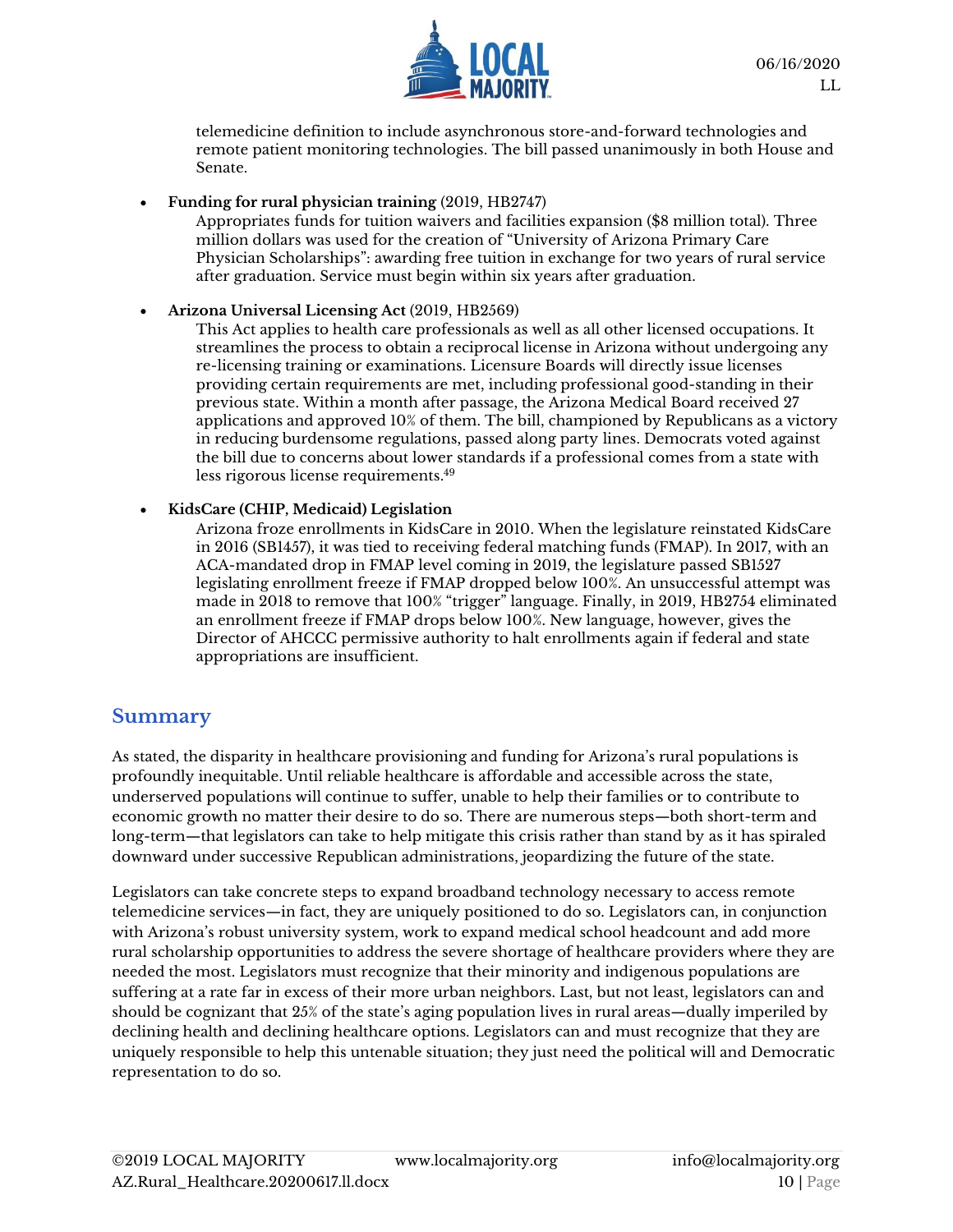telemedicine definition to include asynchronous store-and-forward technologies and remote patient monitoring technologies. The bill passed unanimously in both House and Senate.

- **Funding for rural physician training** (2019, HB2747)
  Appropriates funds for tuition waivers and facilities expansion ($8 million total). Three million dollars was used for the creation of "University of Arizona Primary Care Physician Scholarships": awarding free tuition in exchange for two years of rural service after graduation. Service must begin within six years after graduation.

- **Arizona Universal Licensing Act** (2019, HB2569)
  This Act applies to health care professionals as well as all other licensed occupations. It streamlines the process to obtain a reciprocal license in Arizona without undergoing any re-licensing training or examinations. Licensure Boards will directly issue licenses providing certain requirements are met, including professional good-standing in their previous state. Within a month after passage, the Arizona Medical Board received 27 applications and approved 10% of them. The bill, championed by Republicans as a victory in reducing burdensome regulations, passed along party lines. Democrats voted against the bill due to concerns about lower standards if a professional comes from a state with less rigorous license requirements.[49]

- **KidsCare (CHIP, Medicaid) Legislation**
  Arizona froze enrollments in KidsCare in 2010. When the legislature reinstated KidsCare in 2016 (SB1457), it was tied to receiving federal matching funds (FMAP). In 2017, with an ACA-mandated drop in FMAP level coming in 2019, the legislature passed SB1527 legislating enrollment freeze if FMAP dropped below 100%. An unsuccessful attempt was made in 2018 to remove that 100% "trigger" language. Finally, in 2019, HB2754 eliminated an enrollment freeze if FMAP drops below 100%. New language, however, gives the Director of AHCCC permissive authority to halt enrollments again if federal and state appropriations are insufficient.

## Summary

As stated, the disparity in healthcare provisioning and funding for Arizona's rural populations is profoundly inequitable. Until reliable healthcare is affordable and accessible across the state, underserved populations will continue to suffer, unable to help their families or to contribute to economic growth no matter their desire to do so. There are numerous steps—both short-term and long-term—that legislators can take to help mitigate this crisis rather than stand by as it has spiraled downward under successive Republican administrations, jeopardizing the future of the state.

Legislators can take concrete steps to expand broadband technology necessary to access remote telemedicine services—in fact, they are uniquely positioned to do so. Legislators can, in conjunction with Arizona's robust university system, work to expand medical school headcount and add more rural scholarship opportunities to address the severe shortage of healthcare providers where they are needed the most. Legislators must recognize that their minority and indigenous populations are suffering at a rate far in excess of their more urban neighbors. Last, but not least, legislators can and should be cognizant that 25% of the state's aging population lives in rural areas—dually imperiled by declining health and declining healthcare options. Legislators can and must recognize that they are uniquely responsible to help this untenable situation; they just need the political will and Democratic representation to do so.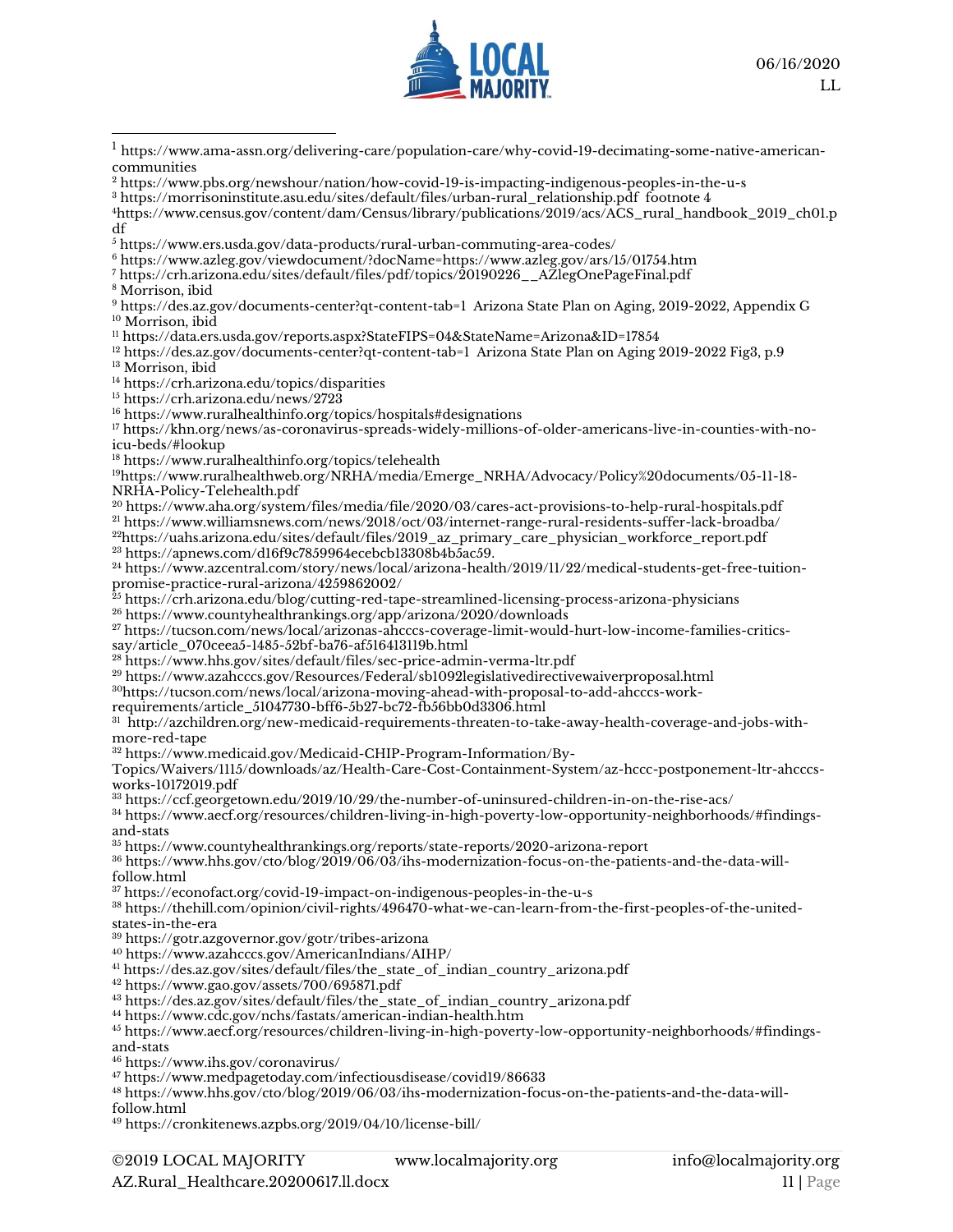[1] https://www.ama-assn.org/delivering-care/population-care/why-covid-19-decimating-some-native-american-communities

[2] https://www.pbs.org/newshour/nation/how-covid-19-is-impacting-indigenous-peoples-in-the-u-s

[3] https://morrisoninstitute.asu.edu/sites/default/files/urban-rural_relationship.pdf footnote 4

[4] https://www.census.gov/content/dam/Census/library/publications/2019/acs/ACS_rural_handbook_2019_ch01.pdf

[5] https://www.ers.usda.gov/data-products/rural-urban-commuting-area-codes/

[6] https://www.azleg.gov/viewdocument/?docName=https://www.azleg.gov/ars/15/01754.htm

[7] https://crh.arizona.edu/sites/default/files/pdf/topics/20190226__AZlegOnePageFinal.pdf

[8] Morrison, ibid

[9] https://des.az.gov/documents-center?qt-content-tab=1 Arizona State Plan on Aging, 2019-2022, Appendix G

[10] Morrison, ibid

[11] https://data.ers.usda.gov/reports.aspx?StateFIPS=04&StateName=Arizona&ID=17854

[12] https://des.az.gov/documents-center?qt-content-tab=1 Arizona State Plan on Aging 2019-2022 Fig3, p.9

[13] Morrison, ibid

[14] https://crh.arizona.edu/topics/disparities

[15] https://crh.arizona.edu/news/2723

[16] https://www.ruralhealthinfo.org/topics/hospitals#designations

[17] https://khn.org/news/as-coronavirus-spreads-widely-millions-of-older-americans-live-in-counties-with-no-icu-beds/#lookup

[18] https://www.ruralhealthinfo.org/topics/telehealth

[19] https://www.ruralhealthweb.org/NRHA/media/Emerge_NRHA/Advocacy/Policy%20documents/05-11-18-NRHA-Policy-Telehealth.pdf

[20] https://www.aha.org/system/files/media/file/2020/03/cares-act-provisions-to-help-rural-hospitals.pdf

[21] https://www.williamsnews.com/news/2018/oct/03/internet-range-rural-residents-suffer-lack-broadba/

[22] https://uahs.arizona.edu/sites/default/files/2019_az_primary_care_physician_workforce_report.pdf

[23] https://apnews.com/d16f9c7859964ecebcb13308b4b5ac59.

[24] https://www.azcentral.com/story/news/local/arizona-health/2019/11/22/medical-students-get-free-tuition-promise-practice-rural-arizona/4259862002/

[25] https://crh.arizona.edu/blog/cutting-red-tape-streamlined-licensing-process-arizona-physicians

[26] https://www.countyhealthrankings.org/app/arizona/2020/downloads

[27] https://tucson.com/news/local/arizonas-ahcccs-coverage-limit-would-hurt-low-income-families-critics-say/article_070ceea5-1485-52bf-ba76-af516413119b.html

[28] https://www.hhs.gov/sites/default/files/sec-price-admin-verma-ltr.pdf

[29] https://www.azahcccs.gov/Resources/Federal/sb1092legislativedirectivewaiverproposal.html

[30] https://tucson.com/news/local/arizona-moving-ahead-with-proposal-to-add-ahcccs-work-requirements/article_51047730-bff6-5b27-bc72-fb56bb0d3306.html

[31] http://azchildren.org/new-medicaid-requirements-threaten-to-take-away-health-coverage-and-jobs-with-more-red-tape

[32] https://www.medicaid.gov/Medicaid-CHIP-Program-Information/By-Topics/Waivers/1115/downloads/az/Health-Care-Cost-Containment-System/az-hccc-postponement-ltr-ahcccs-works-10172019.pdf

[33] https://ccf.georgetown.edu/2019/10/29/the-number-of-uninsured-children-in-on-the-rise-acs/

[34] https://www.aecf.org/resources/children-living-in-high-poverty-low-opportunity-neighborhoods/#findings-and-stats

[35] https://www.countyhealthrankings.org/reports/state-reports/2020-arizona-report

[36] https://www.hhs.gov/cto/blog/2019/06/03/ihs-modernization-focus-on-the-patients-and-the-data-will-follow.html

[37] https://econofact.org/covid-19-impact-on-indigenous-peoples-in-the-u-s

[38] https://thehill.com/opinion/civil-rights/496470-what-we-can-learn-from-the-first-peoples-of-the-united-states-in-the-era

[39] https://gotr.azgovernor.gov/gotr/tribes-arizona

[40] https://www.azahcccs.gov/AmericanIndians/AIHP/

[41] https://des.az.gov/sites/default/files/the_state_of_indian_country_arizona.pdf

[42] https://www.gao.gov/assets/700/695871.pdf

[43] https://des.az.gov/sites/default/files/the_state_of_indian_country_arizona.pdf

[44] https://www.cdc.gov/nchs/fastats/american-indian-health.htm

[45] https://www.aecf.org/resources/children-living-in-high-poverty-low-opportunity-neighborhoods/#findings-and-stats

[46] https://www.ihs.gov/coronavirus/

[47] https://www.medpagetoday.com/infectiousdisease/covid19/86633

[48] https://www.hhs.gov/cto/blog/2019/06/03/ihs-modernization-focus-on-the-patients-and-the-data-will-follow.html

[49] https://cronkitenews.azpbs.org/2019/04/10/license-bill/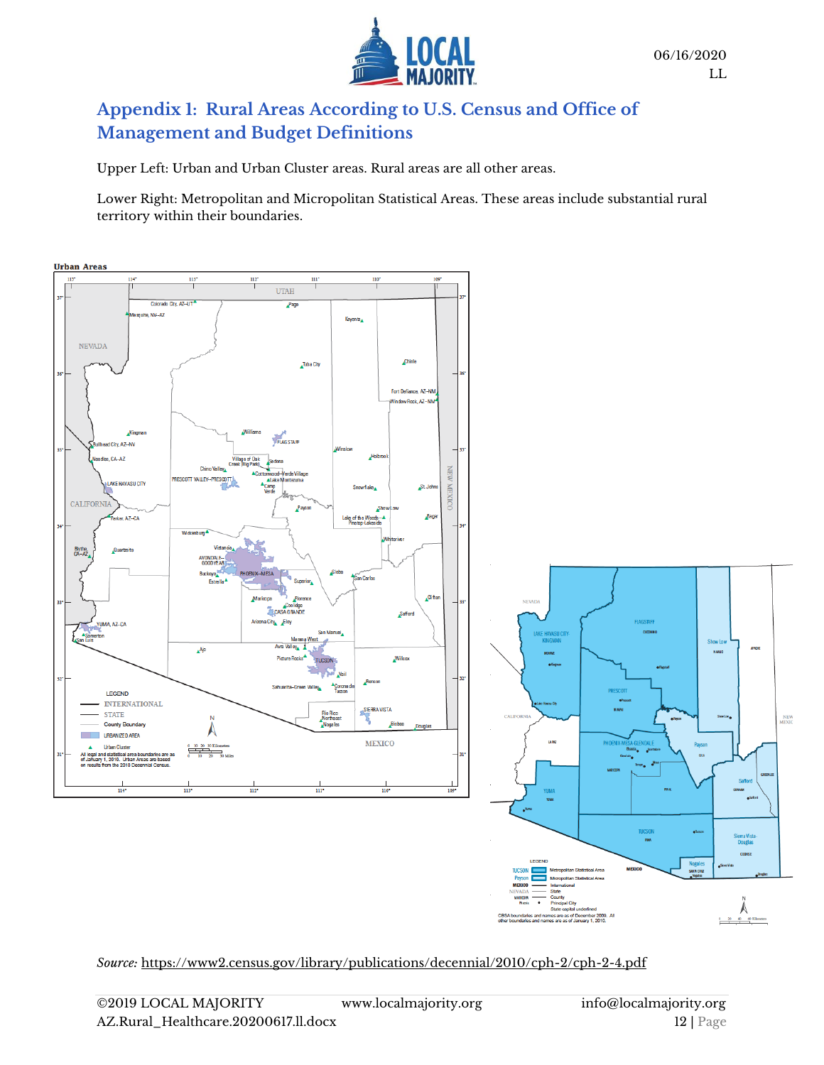# Appendix 1: Rural Areas According to U.S. Census and Office of Management and Budget Definitions

Upper Left: Urban and Urban Cluster areas. Rural areas are all other areas.

Lower Right: Metropolitan and Micropolitan Statistical Areas. These areas include substantial rural territory within their boundaries.

*Source:* https://www2.census.gov/library/publications/decennial/2010/cph-2/cph-2-4.pdf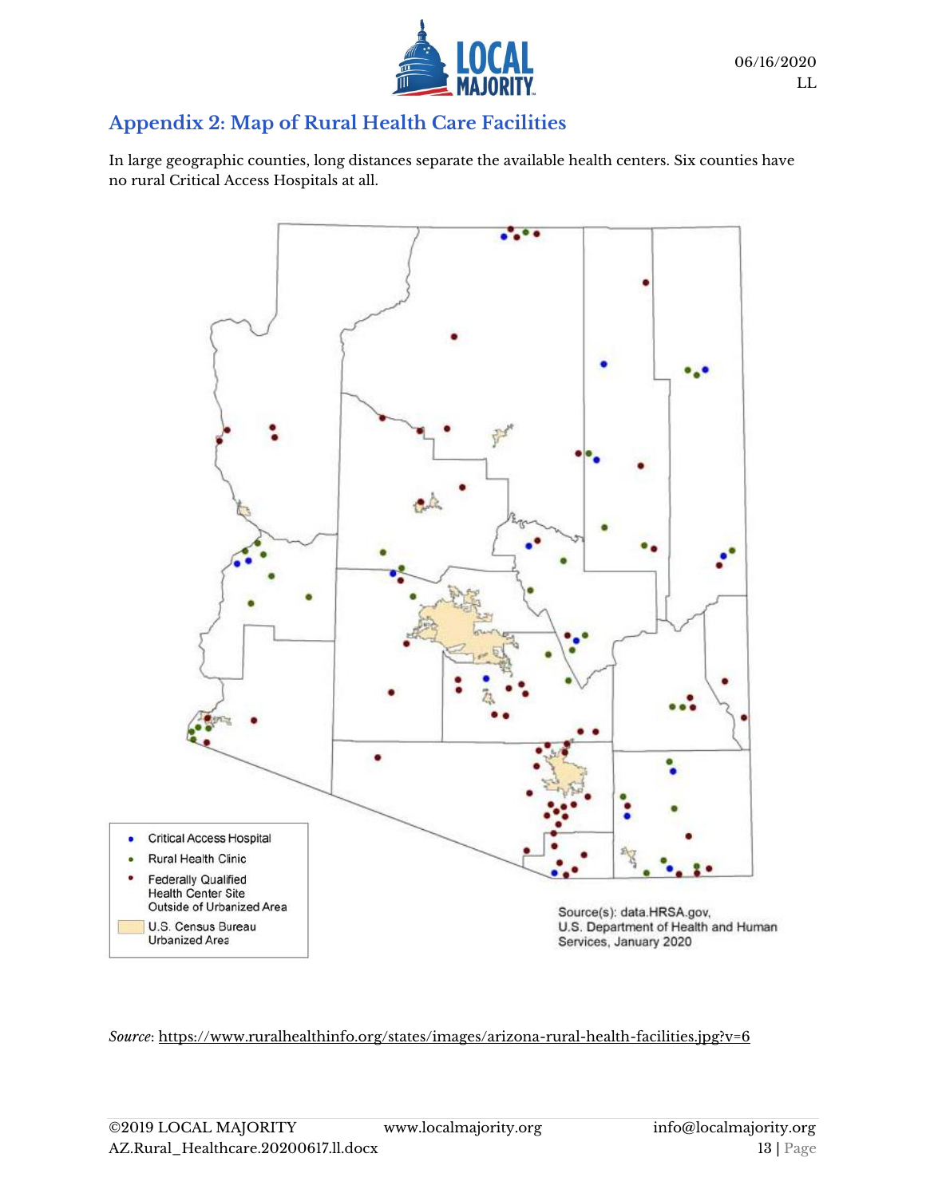## Appendix 2: Map of Rural Health Care Facilities

In large geographic counties, long distances separate the available health centers. Six counties have no rural Critical Access Hospitals at all.

- Critical Access Hospital
- Rural Health Clinic
- Federally Qualified Health Center Site Outside of Urbanized Area
- U.S. Census Bureau Urbanized Area

Source(s): data.HRSA.gov, U.S. Department of Health and Human Services, January 2020

*Source*: https://www.ruralhealthinfo.org/states/images/arizona-rural-health-facilities.jpg?v=6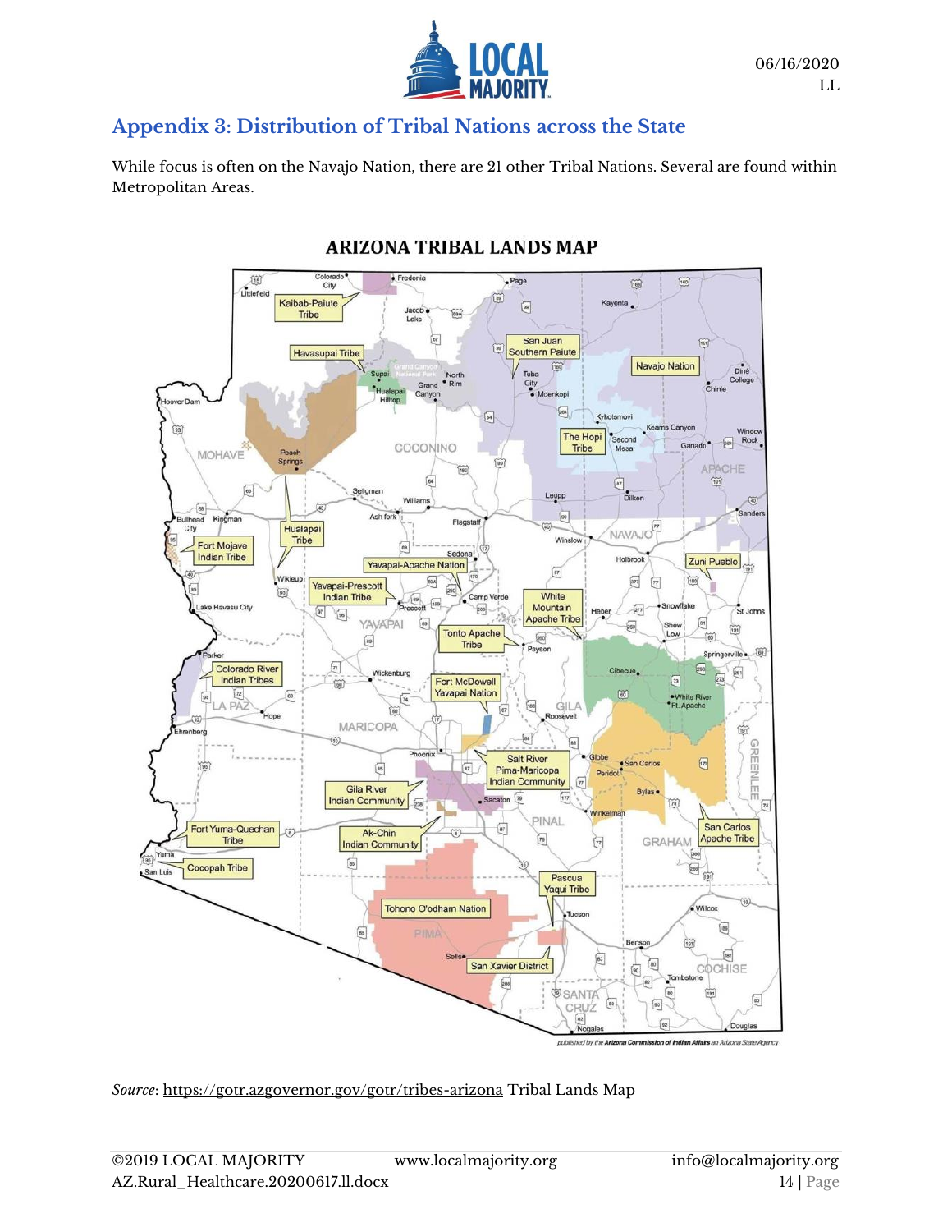## Appendix 3: Distribution of Tribal Nations across the State

While focus is often on the Navajo Nation, there are 21 other Tribal Nations. Several are found within Metropolitan Areas.

*Source*: https://gotr.azgovernor.gov/gotr/tribes-arizona Tribal Lands Map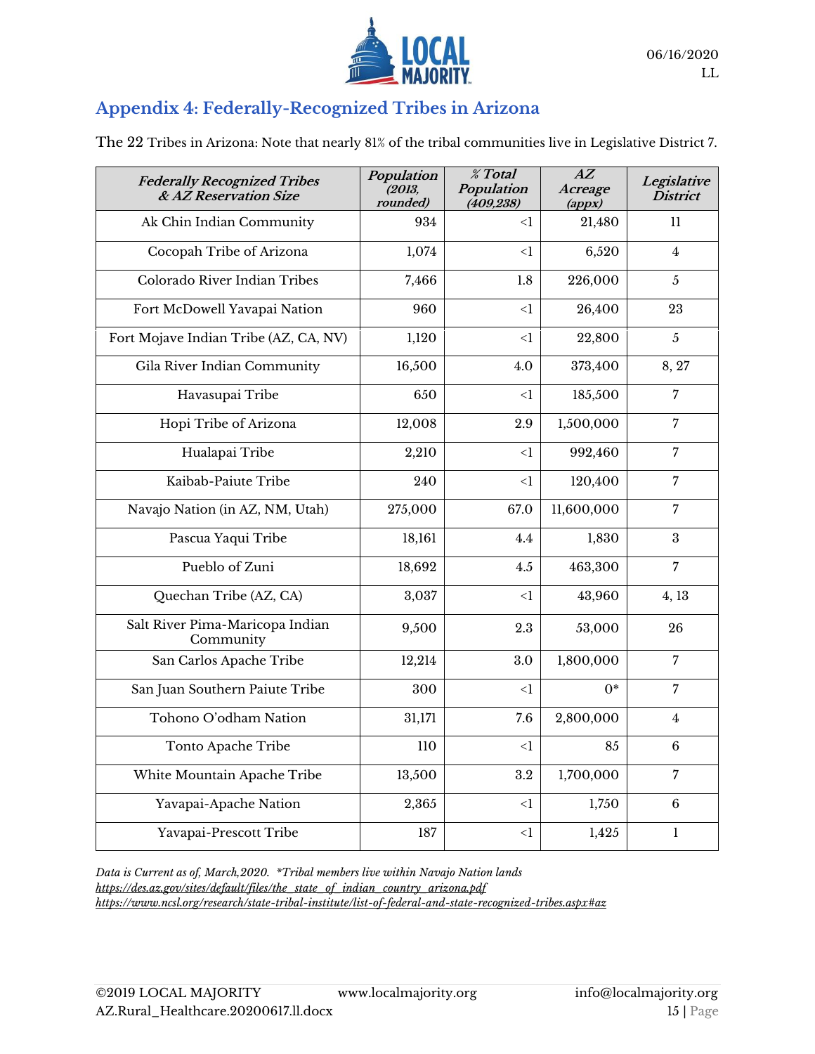## Appendix 4: Federally-Recognized Tribes in Arizona

The 22 Tribes in Arizona: Note that nearly 81% of the tribal communities live in Legislative District 7.

| *Federally Recognized Tribes & AZ Reservation Size* | *Population (2013, rounded)* | *% Total Population (409,238)* | *AZ Acreage (appx)* | *Legislative District* |
|---|---|---|---|---|
| Ak Chin Indian Community | 934 | <1 | 21,480 | 11 |
| Cocopah Tribe of Arizona | 1,074 | <1 | 6,520 | 4 |
| Colorado River Indian Tribes | 7,466 | 1.8 | 226,000 | 5 |
| Fort McDowell Yavapai Nation | 960 | <1 | 26,400 | 23 |
| Fort Mojave Indian Tribe (AZ, CA, NV) | 1,120 | <1 | 22,800 | 5 |
| Gila River Indian Community | 16,500 | 4.0 | 373,400 | 8, 27 |
| Havasupai Tribe | 650 | <1 | 185,500 | 7 |
| Hopi Tribe of Arizona | 12,008 | 2.9 | 1,500,000 | 7 |
| Hualapai Tribe | 2,210 | <1 | 992,460 | 7 |
| Kaibab-Paiute Tribe | 240 | <1 | 120,400 | 7 |
| Navajo Nation (in AZ, NM, Utah) | 275,000 | 67.0 | 11,600,000 | 7 |
| Pascua Yaqui Tribe | 18,161 | 4.4 | 1,830 | 3 |
| Pueblo of Zuni | 18,692 | 4.5 | 463,300 | 7 |
| Quechan Tribe (AZ, CA) | 3,037 | <1 | 43,960 | 4, 13 |
| Salt River Pima-Maricopa Indian Community | 9,500 | 2.3 | 53,000 | 26 |
| San Carlos Apache Tribe | 12,214 | 3.0 | 1,800,000 | 7 |
| San Juan Southern Paiute Tribe | 300 | <1 | 0* | 7 |
| Tohono O'odham Nation | 31,171 | 7.6 | 2,800,000 | 4 |
| Tonto Apache Tribe | 110 | <1 | 85 | 6 |
| White Mountain Apache Tribe | 13,500 | 3.2 | 1,700,000 | 7 |
| Yavapai-Apache Nation | 2,365 | <1 | 1,750 | 6 |
| Yavapai-Prescott Tribe | 187 | <1 | 1,425 | 1 |

*Data is Current as of, March,2020. *Tribal members live within Navajo Nation lands*
*https://des.az.gov/sites/default/files/the_state_of_indian_country_arizona.pdf*
*https://www.ncsl.org/research/state-tribal-institute/list-of-federal-and-state-recognized-tribes.aspx#az*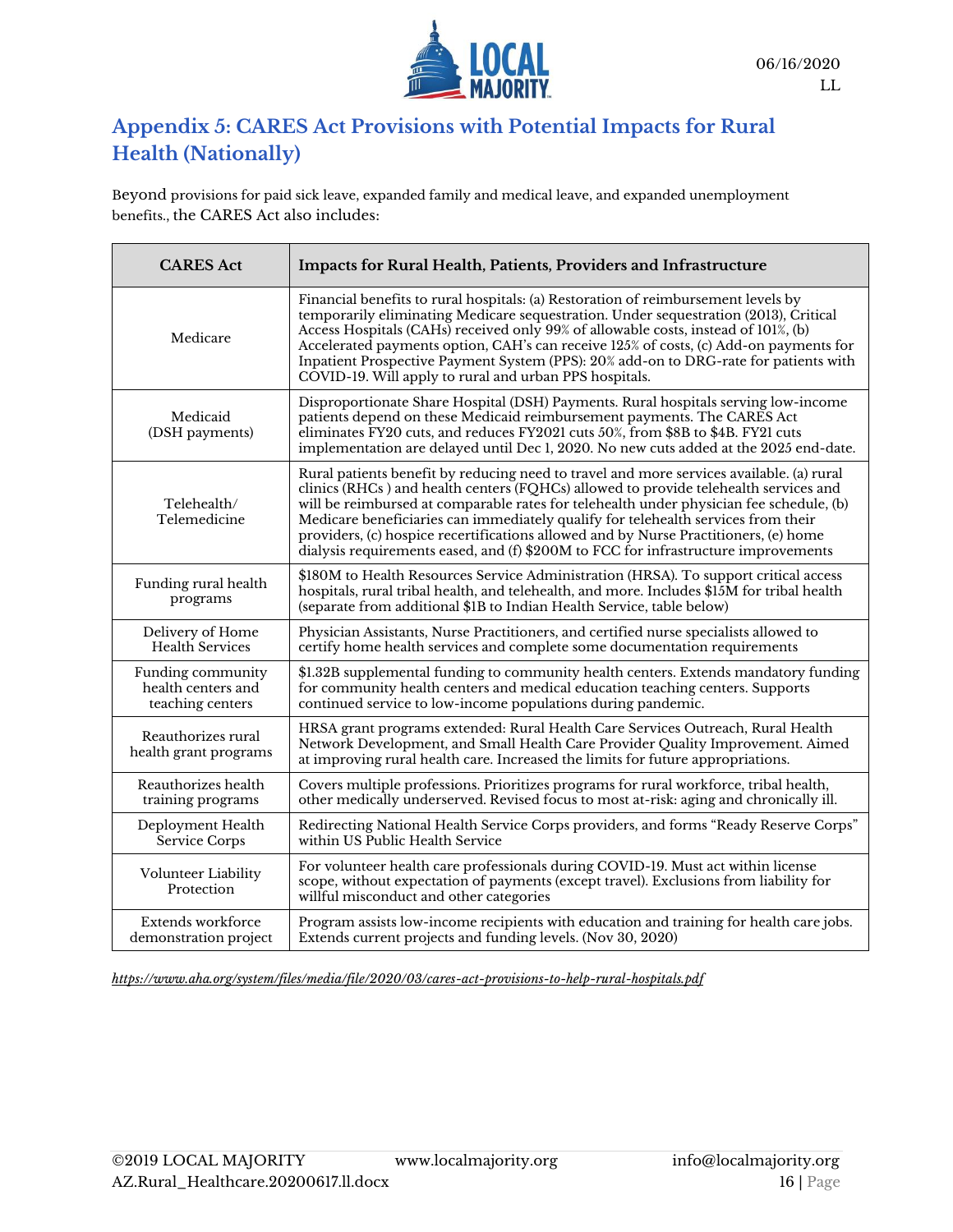## Appendix 5: CARES Act Provisions with Potential Impacts for Rural Health (Nationally)

Beyond provisions for paid sick leave, expanded family and medical leave, and expanded unemployment benefits., the CARES Act also includes:

| CARES Act | Impacts for Rural Health, Patients, Providers and Infrastructure |
|---|---|
| Medicare | Financial benefits to rural hospitals: (a) Restoration of reimbursement levels by temporarily eliminating Medicare sequestration. Under sequestration (2013), Critical Access Hospitals (CAHs) received only 99% of allowable costs, instead of 101%, (b) Accelerated payments option, CAH's can receive 125% of costs, (c) Add-on payments for Inpatient Prospective Payment System (PPS): 20% add-on to DRG-rate for patients with COVID-19. Will apply to rural and urban PPS hospitals. |
| Medicaid (DSH payments) | Disproportionate Share Hospital (DSH) Payments. Rural hospitals serving low-income patients depend on these Medicaid reimbursement payments. The CARES Act eliminates FY20 cuts, and reduces FY2021 cuts 50%, from $8B to $4B. FY21 cuts implementation are delayed until Dec 1, 2020. No new cuts added at the 2025 end-date. |
| Telehealth/ Telemedicine | Rural patients benefit by reducing need to travel and more services available. (a) rural clinics (RHCs ) and health centers (FQHCs) allowed to provide telehealth services and will be reimbursed at comparable rates for telehealth under physician fee schedule, (b) Medicare beneficiaries can immediately qualify for telehealth services from their providers, (c) hospice recertifications allowed and by Nurse Practitioners, (e) home dialysis requirements eased, and (f) $200M to FCC for infrastructure improvements |
| Funding rural health programs | $180M to Health Resources Service Administration (HRSA). To support critical access hospitals, rural tribal health, and telehealth, and more. Includes $15M for tribal health (separate from additional $1B to Indian Health Service, table below) |
| Delivery of Home Health Services | Physician Assistants, Nurse Practitioners, and certified nurse specialists allowed to certify home health services and complete some documentation requirements |
| Funding community health centers and teaching centers | $1.32B supplemental funding to community health centers. Extends mandatory funding for community health centers and medical education teaching centers. Supports continued service to low-income populations during pandemic. |
| Reauthorizes rural health grant programs | HRSA grant programs extended: Rural Health Care Services Outreach, Rural Health Network Development, and Small Health Care Provider Quality Improvement. Aimed at improving rural health care. Increased the limits for future appropriations. |
| Reauthorizes health training programs | Covers multiple professions. Prioritizes programs for rural workforce, tribal health, other medically underserved. Revised focus to most at-risk: aging and chronically ill. |
| Deployment Health Service Corps | Redirecting National Health Service Corps providers, and forms "Ready Reserve Corps" within US Public Health Service |
| Volunteer Liability Protection | For volunteer health care professionals during COVID-19. Must act within license scope, without expectation of payments (except travel). Exclusions from liability for willful misconduct and other categories |
| Extends workforce demonstration project | Program assists low-income recipients with education and training for health care jobs. Extends current projects and funding levels. (Nov 30, 2020) |

*https://www.aha.org/system/files/media/file/2020/03/cares-act-provisions-to-help-rural-hospitals.pdf*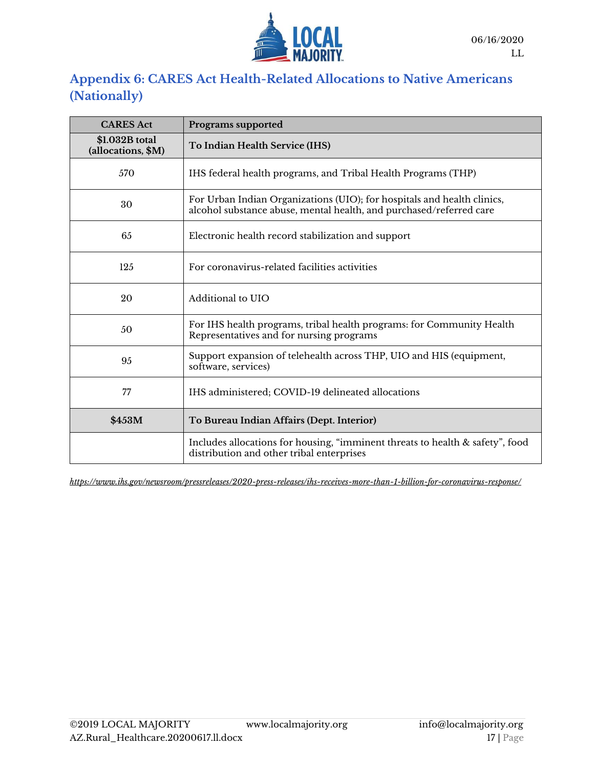## Appendix 6: CARES Act Health-Related Allocations to Native Americans (Nationally)

| CARES Act | Programs supported |
|---|---|
| **$1.032B total (allocations, $M)** | **To Indian Health Service (IHS)** |
| 570 | IHS federal health programs, and Tribal Health Programs (THP) |
| 30 | For Urban Indian Organizations (UIO); for hospitals and health clinics, alcohol substance abuse, mental health, and purchased/referred care |
| 65 | Electronic health record stabilization and support |
| 125 | For coronavirus-related facilities activities |
| 20 | Additional to UIO |
| 50 | For IHS health programs, tribal health programs: for Community Health Representatives and for nursing programs |
| 95 | Support expansion of telehealth across THP, UIO and HIS (equipment, software, services) |
| 77 | IHS administered; COVID-19 delineated allocations |
| **$453M** | **To Bureau Indian Affairs (Dept. Interior)** |
| | Includes allocations for housing, "imminent threats to health & safety", food distribution and other tribal enterprises |

*https://www.ihs.gov/newsroom/pressreleases/2020-press-releases/ihs-receives-more-than-1-billion-for-coronavirus-response/*